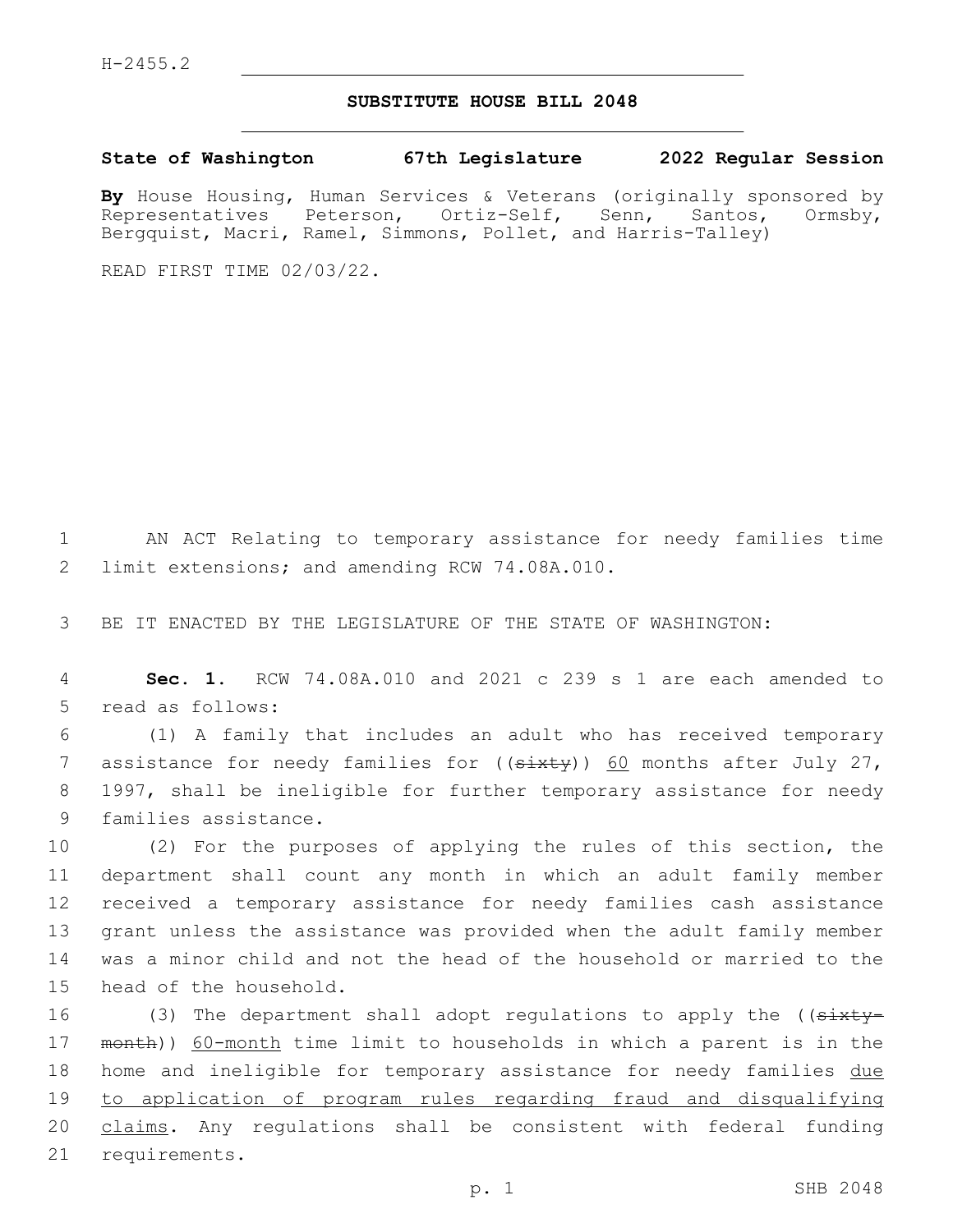H-2455.2

# SUBSTITUTE HOUSE BILL 2048

**State of Washington 67th Legislature 2022 Regular Session**

**By** House Housing, Human Services & Veterans (originally sponsored by Representatives Peterson, Ortiz-Self, Senn, Santos, Ormsby, Bergquist, Macri, Ramel, Simmons, Pollet, and Harris-Talley)

READ FIRST TIME 02/03/22.

AN ACT Relating to temporary assistance for needy families time limit extensions; and amending RCW 74.08A.010.

BE IT ENACTED BY THE LEGISLATURE OF THE STATE OF WASHINGTON:

**Sec. 1.** RCW 74.08A.010 and 2021 c 239 s 1 are each amended to read as follows:

(1) A family that includes an adult who has received temporary assistance for needy families for ((~~sixty~~)) <u>60</u> months after July 27, 1997, shall be ineligible for further temporary assistance for needy families assistance.

(2) For the purposes of applying the rules of this section, the department shall count any month in which an adult family member received a temporary assistance for needy families cash assistance grant unless the assistance was provided when the adult family member was a minor child and not the head of the household or married to the head of the household.

(3) The department shall adopt regulations to apply the ((~~sixty-month~~)) <u>60-month</u> time limit to households in which a parent is in the home and ineligible for temporary assistance for needy families <u>due to application of program rules regarding fraud and disqualifying claims</u>. Any regulations shall be consistent with federal funding requirements.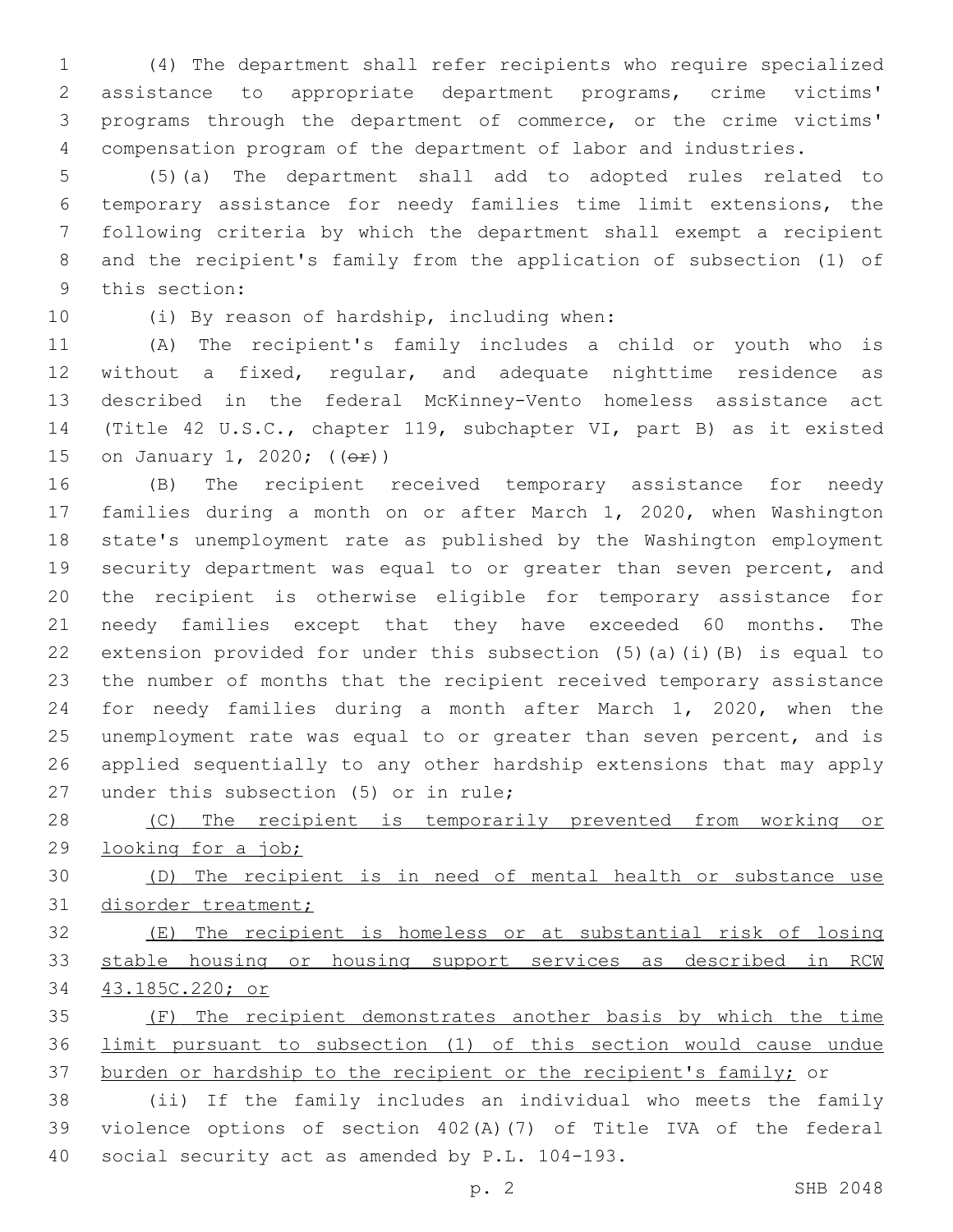(4) The department shall refer recipients who require specialized assistance to appropriate department programs, crime victims' programs through the department of commerce, or the crime victims' compensation program of the department of labor and industries.

(5)(a) The department shall add to adopted rules related to temporary assistance for needy families time limit extensions, the following criteria by which the department shall exempt a recipient and the recipient's family from the application of subsection (1) of this section:

(i) By reason of hardship, including when:

(A) The recipient's family includes a child or youth who is without a fixed, regular, and adequate nighttime residence as described in the federal McKinney-Vento homeless assistance act (Title 42 U.S.C., chapter 119, subchapter VI, part B) as it existed on January 1, 2020; ((~~or~~))

(B) The recipient received temporary assistance for needy families during a month on or after March 1, 2020, when Washington state's unemployment rate as published by the Washington employment security department was equal to or greater than seven percent, and the recipient is otherwise eligible for temporary assistance for needy families except that they have exceeded 60 months. The extension provided for under this subsection (5)(a)(i)(B) is equal to the number of months that the recipient received temporary assistance for needy families during a month after March 1, 2020, when the unemployment rate was equal to or greater than seven percent, and is applied sequentially to any other hardship extensions that may apply under this subsection (5) or in rule;

<u>(C) The recipient is temporarily prevented from working or looking for a job;</u>

<u>(D) The recipient is in need of mental health or substance use disorder treatment;</u>

<u>(E) The recipient is homeless or at substantial risk of losing stable housing or housing support services as described in RCW 43.185C.220; or</u>

<u>(F) The recipient demonstrates another basis by which the time limit pursuant to subsection (1) of this section would cause undue burden or hardship to the recipient or the recipient's family;</u> or

(ii) If the family includes an individual who meets the family violence options of section 402(A)(7) of Title IVA of the federal social security act as amended by P.L. 104-193.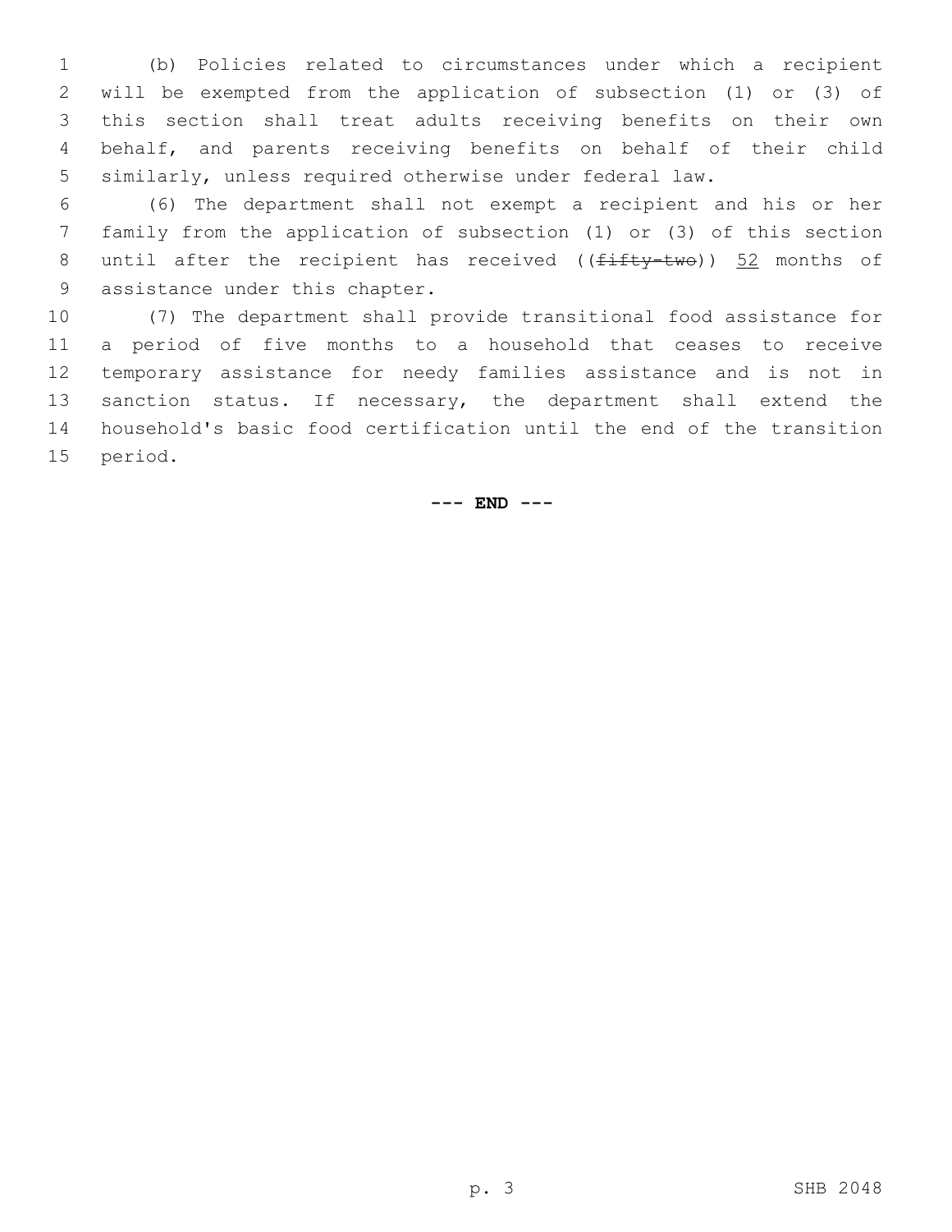(b) Policies related to circumstances under which a recipient will be exempted from the application of subsection (1) or (3) of this section shall treat adults receiving benefits on their own behalf, and parents receiving benefits on behalf of their child similarly, unless required otherwise under federal law.

(6) The department shall not exempt a recipient and his or her family from the application of subsection (1) or (3) of this section until after the recipient has received ((~~fifty-two~~)) <u>52</u> months of assistance under this chapter.

(7) The department shall provide transitional food assistance for a period of five months to a household that ceases to receive temporary assistance for needy families assistance and is not in sanction status. If necessary, the department shall extend the household's basic food certification until the end of the transition period.

**--- END ---**